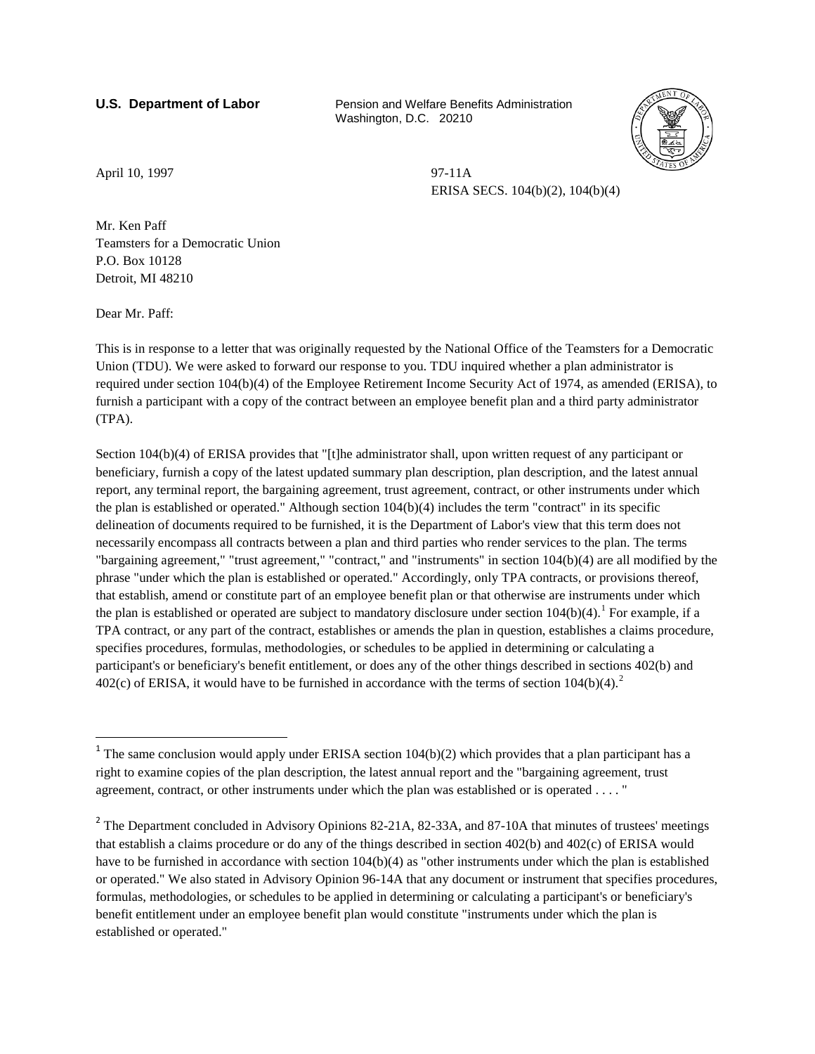**U.S. Department of Labor**

Pension and Welfare Benefits Administration
Washington, D.C. 20210

April 10, 1997

97-11A
ERISA SECS. 104(b)(2), 104(b)(4)

Mr. Ken Paff
Teamsters for a Democratic Union
P.O. Box 10128
Detroit, MI 48210

Dear Mr. Paff:

This is in response to a letter that was originally requested by the National Office of the Teamsters for a Democratic Union (TDU). We were asked to forward our response to you. TDU inquired whether a plan administrator is required under section 104(b)(4) of the Employee Retirement Income Security Act of 1974, as amended (ERISA), to furnish a participant with a copy of the contract between an employee benefit plan and a third party administrator (TPA).

Section 104(b)(4) of ERISA provides that "[t]he administrator shall, upon written request of any participant or beneficiary, furnish a copy of the latest updated summary plan description, plan description, and the latest annual report, any terminal report, the bargaining agreement, trust agreement, contract, or other instruments under which the plan is established or operated." Although section 104(b)(4) includes the term "contract" in its specific delineation of documents required to be furnished, it is the Department of Labor's view that this term does not necessarily encompass all contracts between a plan and third parties who render services to the plan. The terms "bargaining agreement," "trust agreement," "contract," and "instruments" in section 104(b)(4) are all modified by the phrase "under which the plan is established or operated." Accordingly, only TPA contracts, or provisions thereof, that establish, amend or constitute part of an employee benefit plan or that otherwise are instruments under which the plan is established or operated are subject to mandatory disclosure under section 104(b)(4).[1] For example, if a TPA contract, or any part of the contract, establishes or amends the plan in question, establishes a claims procedure, specifies procedures, formulas, methodologies, or schedules to be applied in determining or calculating a participant's or beneficiary's benefit entitlement, or does any of the other things described in sections 402(b) and 402(c) of ERISA, it would have to be furnished in accordance with the terms of section 104(b)(4).[2]

---

[1] The same conclusion would apply under ERISA section 104(b)(2) which provides that a plan participant has a right to examine copies of the plan description, the latest annual report and the "bargaining agreement, trust agreement, contract, or other instruments under which the plan was established or is operated . . . . "

[2] The Department concluded in Advisory Opinions 82-21A, 82-33A, and 87-10A that minutes of trustees' meetings that establish a claims procedure or do any of the things described in section 402(b) and 402(c) of ERISA would have to be furnished in accordance with section 104(b)(4) as "other instruments under which the plan is established or operated." We also stated in Advisory Opinion 96-14A that any document or instrument that specifies procedures, formulas, methodologies, or schedules to be applied in determining or calculating a participant's or beneficiary's benefit entitlement under an employee benefit plan would constitute "instruments under which the plan is established or operated."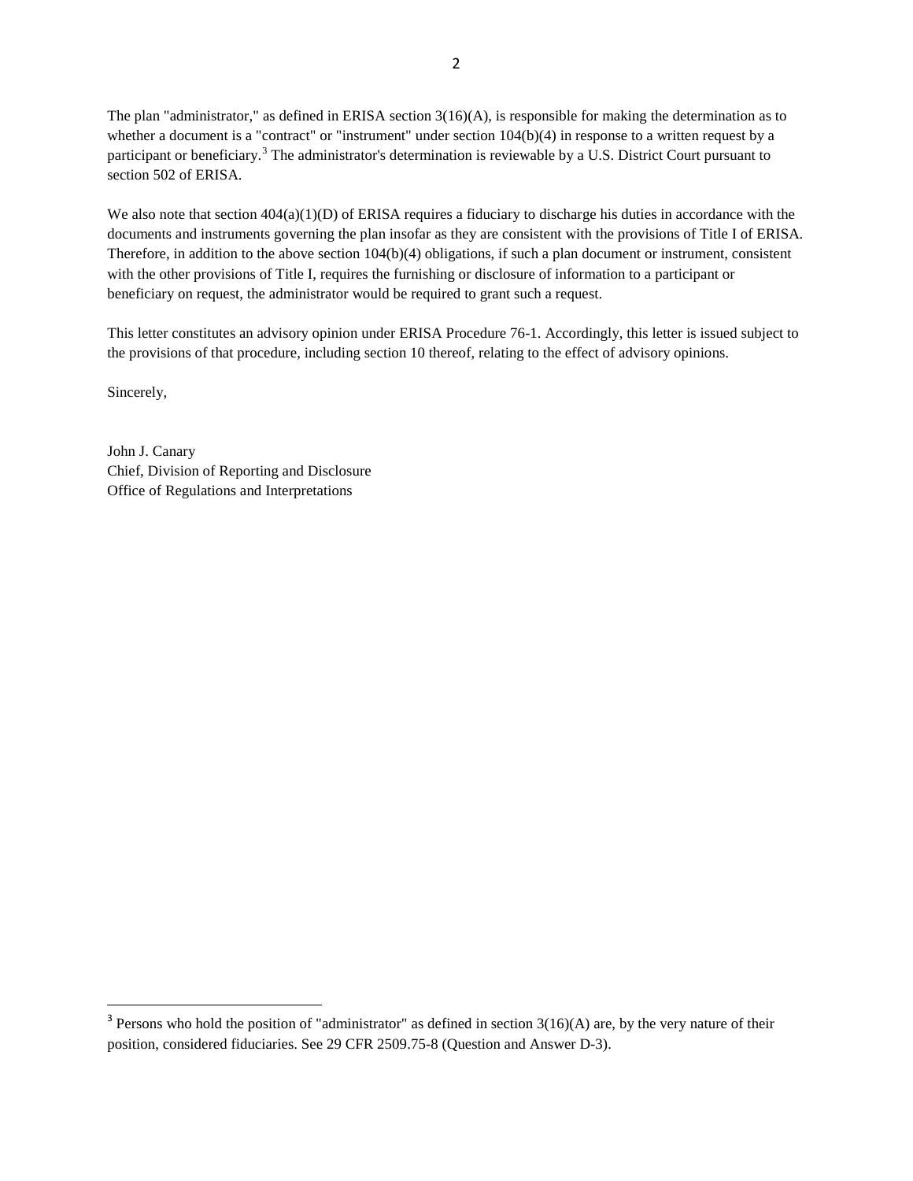The plan "administrator," as defined in ERISA section 3(16)(A), is responsible for making the determination as to whether a document is a "contract" or "instrument" under section 104(b)(4) in response to a written request by a participant or beneficiary.[3] The administrator's determination is reviewable by a U.S. District Court pursuant to section 502 of ERISA.

We also note that section 404(a)(1)(D) of ERISA requires a fiduciary to discharge his duties in accordance with the documents and instruments governing the plan insofar as they are consistent with the provisions of Title I of ERISA. Therefore, in addition to the above section 104(b)(4) obligations, if such a plan document or instrument, consistent with the other provisions of Title I, requires the furnishing or disclosure of information to a participant or beneficiary on request, the administrator would be required to grant such a request.

This letter constitutes an advisory opinion under ERISA Procedure 76-1. Accordingly, this letter is issued subject to the provisions of that procedure, including section 10 thereof, relating to the effect of advisory opinions.

Sincerely,

John J. Canary
Chief, Division of Reporting and Disclosure
Office of Regulations and Interpretations

---

[3] Persons who hold the position of "administrator" as defined in section 3(16)(A) are, by the very nature of their position, considered fiduciaries. See 29 CFR 2509.75-8 (Question and Answer D-3).